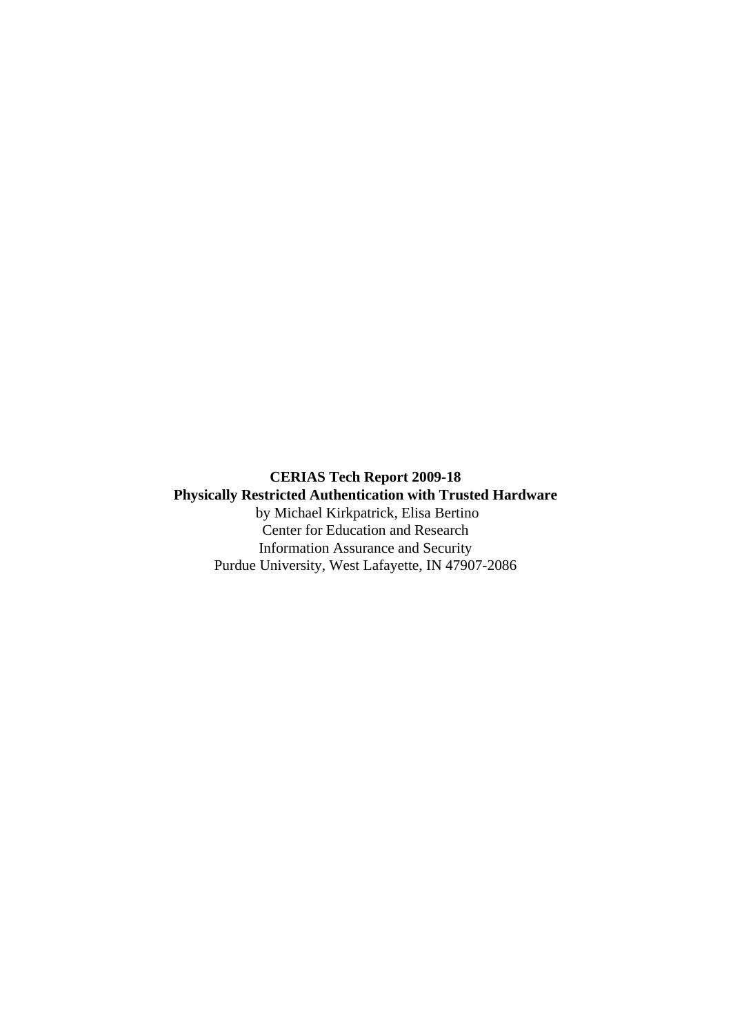**CERIAS Tech Report 2009-18**

**Physically Restricted Authentication with Trusted Hardware**

by Michael Kirkpatrick, Elisa Bertino

Center for Education and Research

Information Assurance and Security

Purdue University, West Lafayette, IN 47907-2086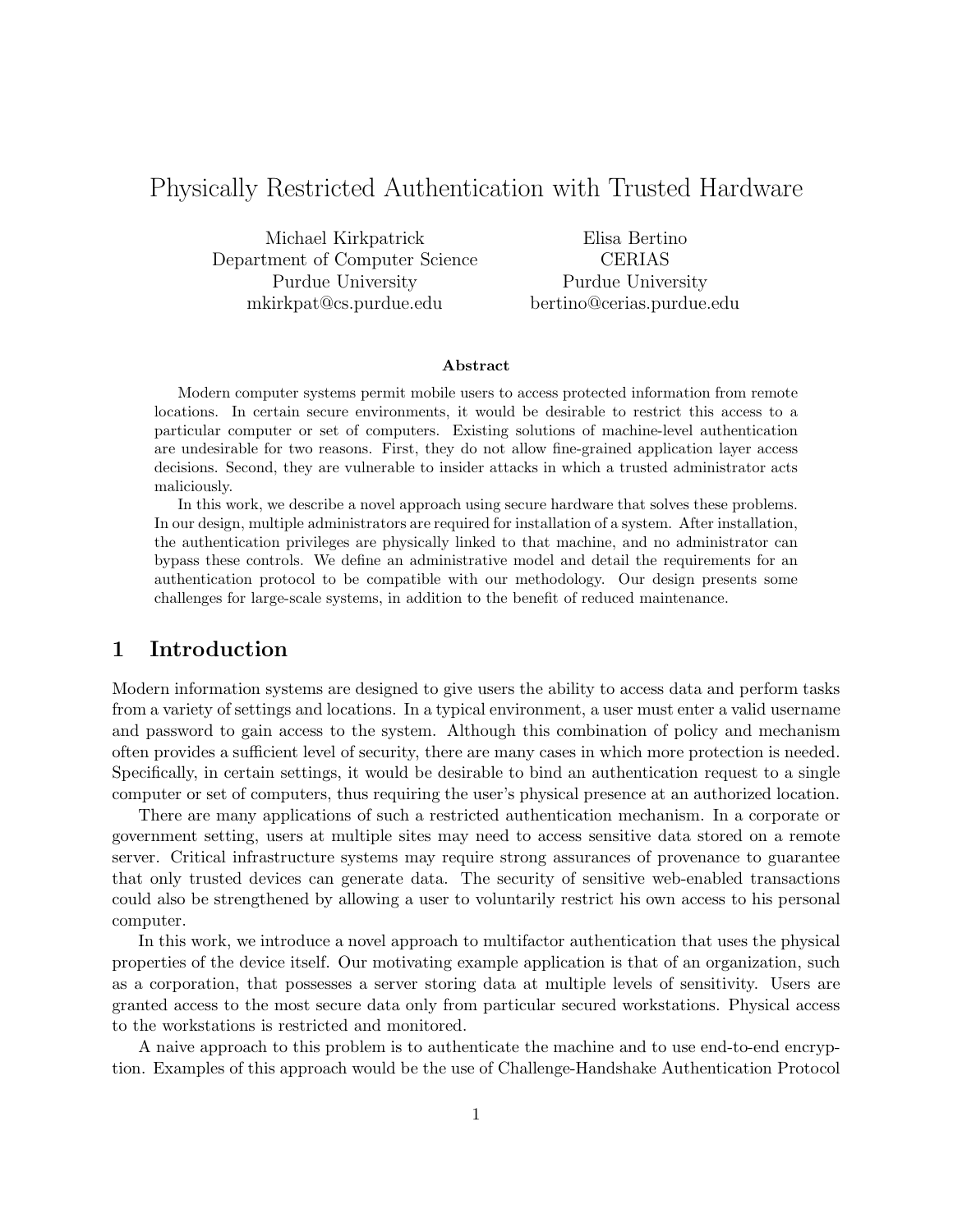# Physically Restricted Authentication with Trusted Hardware

Michael Kirkpatrick
Department of Computer Science
Purdue University
mkirkpat@cs.purdue.edu

Elisa Bertino
CERIAS
Purdue University
bertino@cerias.purdue.edu

### Abstract

Modern computer systems permit mobile users to access protected information from remote locations. In certain secure environments, it would be desirable to restrict this access to a particular computer or set of computers. Existing solutions of machine-level authentication are undesirable for two reasons. First, they do not allow fine-grained application layer access decisions. Second, they are vulnerable to insider attacks in which a trusted administrator acts maliciously.

In this work, we describe a novel approach using secure hardware that solves these problems. In our design, multiple administrators are required for installation of a system. After installation, the authentication privileges are physically linked to that machine, and no administrator can bypass these controls. We define an administrative model and detail the requirements for an authentication protocol to be compatible with our methodology. Our design presents some challenges for large-scale systems, in addition to the benefit of reduced maintenance.

## 1 Introduction

Modern information systems are designed to give users the ability to access data and perform tasks from a variety of settings and locations. In a typical environment, a user must enter a valid username and password to gain access to the system. Although this combination of policy and mechanism often provides a sufficient level of security, there are many cases in which more protection is needed. Specifically, in certain settings, it would be desirable to bind an authentication request to a single computer or set of computers, thus requiring the user's physical presence at an authorized location.

There are many applications of such a restricted authentication mechanism. In a corporate or government setting, users at multiple sites may need to access sensitive data stored on a remote server. Critical infrastructure systems may require strong assurances of provenance to guarantee that only trusted devices can generate data. The security of sensitive web-enabled transactions could also be strengthened by allowing a user to voluntarily restrict his own access to his personal computer.

In this work, we introduce a novel approach to multifactor authentication that uses the physical properties of the device itself. Our motivating example application is that of an organization, such as a corporation, that possesses a server storing data at multiple levels of sensitivity. Users are granted access to the most secure data only from particular secured workstations. Physical access to the workstations is restricted and monitored.

A naive approach to this problem is to authenticate the machine and to use end-to-end encryption. Examples of this approach would be the use of Challenge-Handshake Authentication Protocol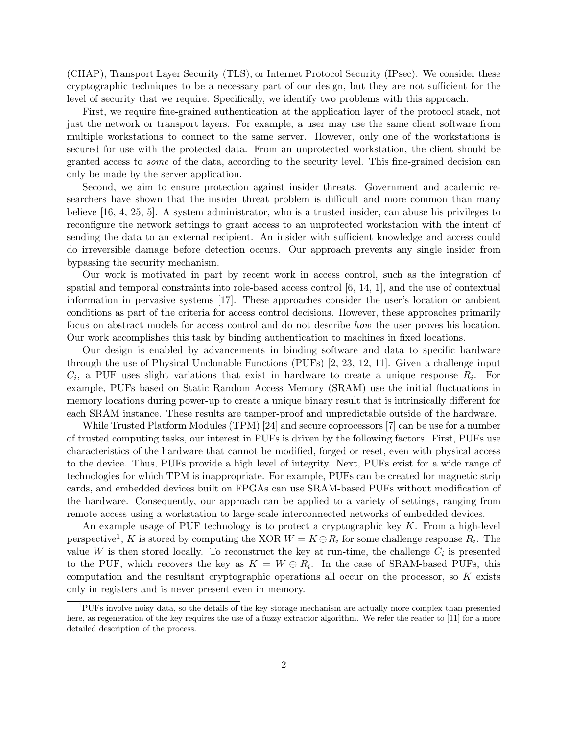(CHAP), Transport Layer Security (TLS), or Internet Protocol Security (IPsec). We consider these cryptographic techniques to be a necessary part of our design, but they are not sufficient for the level of security that we require. Specifically, we identify two problems with this approach.

First, we require fine-grained authentication at the application layer of the protocol stack, not just the network or transport layers. For example, a user may use the same client software from multiple workstations to connect to the same server. However, only one of the workstations is secured for use with the protected data. From an unprotected workstation, the client should be granted access to *some* of the data, according to the security level. This fine-grained decision can only be made by the server application.

Second, we aim to ensure protection against insider threats. Government and academic researchers have shown that the insider threat problem is difficult and more common than many believe [16, 4, 25, 5]. A system administrator, who is a trusted insider, can abuse his privileges to reconfigure the network settings to grant access to an unprotected workstation with the intent of sending the data to an external recipient. An insider with sufficient knowledge and access could do irreversible damage before detection occurs. Our approach prevents any single insider from bypassing the security mechanism.

Our work is motivated in part by recent work in access control, such as the integration of spatial and temporal constraints into role-based access control [6, 14, 1], and the use of contextual information in pervasive systems [17]. These approaches consider the user's location or ambient conditions as part of the criteria for access control decisions. However, these approaches primarily focus on abstract models for access control and do not describe *how* the user proves his location. Our work accomplishes this task by binding authentication to machines in fixed locations.

Our design is enabled by advancements in binding software and data to specific hardware through the use of Physical Unclonable Functions (PUFs) [2, 23, 12, 11]. Given a challenge input $C_i$, a PUF uses slight variations that exist in hardware to create a unique response $R_i$. For example, PUFs based on Static Random Access Memory (SRAM) use the initial fluctuations in memory locations during power-up to create a unique binary result that is intrinsically different for each SRAM instance. These results are tamper-proof and unpredictable outside of the hardware.

While Trusted Platform Modules (TPM) [24] and secure coprocessors [7] can be use for a number of trusted computing tasks, our interest in PUFs is driven by the following factors. First, PUFs use characteristics of the hardware that cannot be modified, forged or reset, even with physical access to the device. Thus, PUFs provide a high level of integrity. Next, PUFs exist for a wide range of technologies for which TPM is inappropriate. For example, PUFs can be created for magnetic strip cards, and embedded devices built on FPGAs can use SRAM-based PUFs without modification of the hardware. Consequently, our approach can be applied to a variety of settings, ranging from remote access using a workstation to large-scale interconnected networks of embedded devices.

An example usage of PUF technology is to protect a cryptographic key $K$. From a high-level perspective[1], $K$ is stored by computing the XOR $W = K \oplus R_i$ for some challenge response $R_i$. The value $W$ is then stored locally. To reconstruct the key at run-time, the challenge $C_i$ is presented to the PUF, which recovers the key as $K = W \oplus R_i$. In the case of SRAM-based PUFs, this computation and the resultant cryptographic operations all occur on the processor, so $K$ exists only in registers and is never present even in memory.

[1] PUFs involve noisy data, so the details of the key storage mechanism are actually more complex than presented here, as regeneration of the key requires the use of a fuzzy extractor algorithm. We refer the reader to [11] for a more detailed description of the process.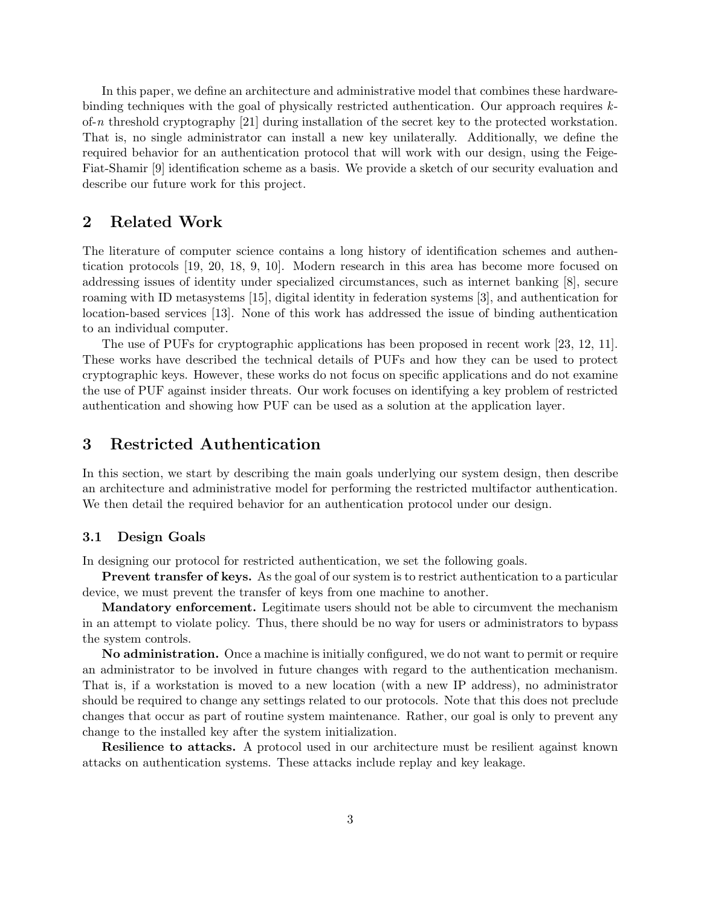In this paper, we define an architecture and administrative model that combines these hardware-binding techniques with the goal of physically restricted authentication. Our approach requires $k$-of-$n$ threshold cryptography [21] during installation of the secret key to the protected workstation. That is, no single administrator can install a new key unilaterally. Additionally, we define the required behavior for an authentication protocol that will work with our design, using the Feige-Fiat-Shamir [9] identification scheme as a basis. We provide a sketch of our security evaluation and describe our future work for this project.

## 2 Related Work

The literature of computer science contains a long history of identification schemes and authentication protocols [19, 20, 18, 9, 10]. Modern research in this area has become more focused on addressing issues of identity under specialized circumstances, such as internet banking [8], secure roaming with ID metasystems [15], digital identity in federation systems [3], and authentication for location-based services [13]. None of this work has addressed the issue of binding authentication to an individual computer.

The use of PUFs for cryptographic applications has been proposed in recent work [23, 12, 11]. These works have described the technical details of PUFs and how they can be used to protect cryptographic keys. However, these works do not focus on specific applications and do not examine the use of PUF against insider threats. Our work focuses on identifying a key problem of restricted authentication and showing how PUF can be used as a solution at the application layer.

## 3 Restricted Authentication

In this section, we start by describing the main goals underlying our system design, then describe an architecture and administrative model for performing the restricted multifactor authentication. We then detail the required behavior for an authentication protocol under our design.

### 3.1 Design Goals

In designing our protocol for restricted authentication, we set the following goals.

**Prevent transfer of keys.** As the goal of our system is to restrict authentication to a particular device, we must prevent the transfer of keys from one machine to another.

**Mandatory enforcement.** Legitimate users should not be able to circumvent the mechanism in an attempt to violate policy. Thus, there should be no way for users or administrators to bypass the system controls.

**No administration.** Once a machine is initially configured, we do not want to permit or require an administrator to be involved in future changes with regard to the authentication mechanism. That is, if a workstation is moved to a new location (with a new IP address), no administrator should be required to change any settings related to our protocols. Note that this does not preclude changes that occur as part of routine system maintenance. Rather, our goal is only to prevent any change to the installed key after the system initialization.

**Resilience to attacks.** A protocol used in our architecture must be resilient against known attacks on authentication systems. These attacks include replay and key leakage.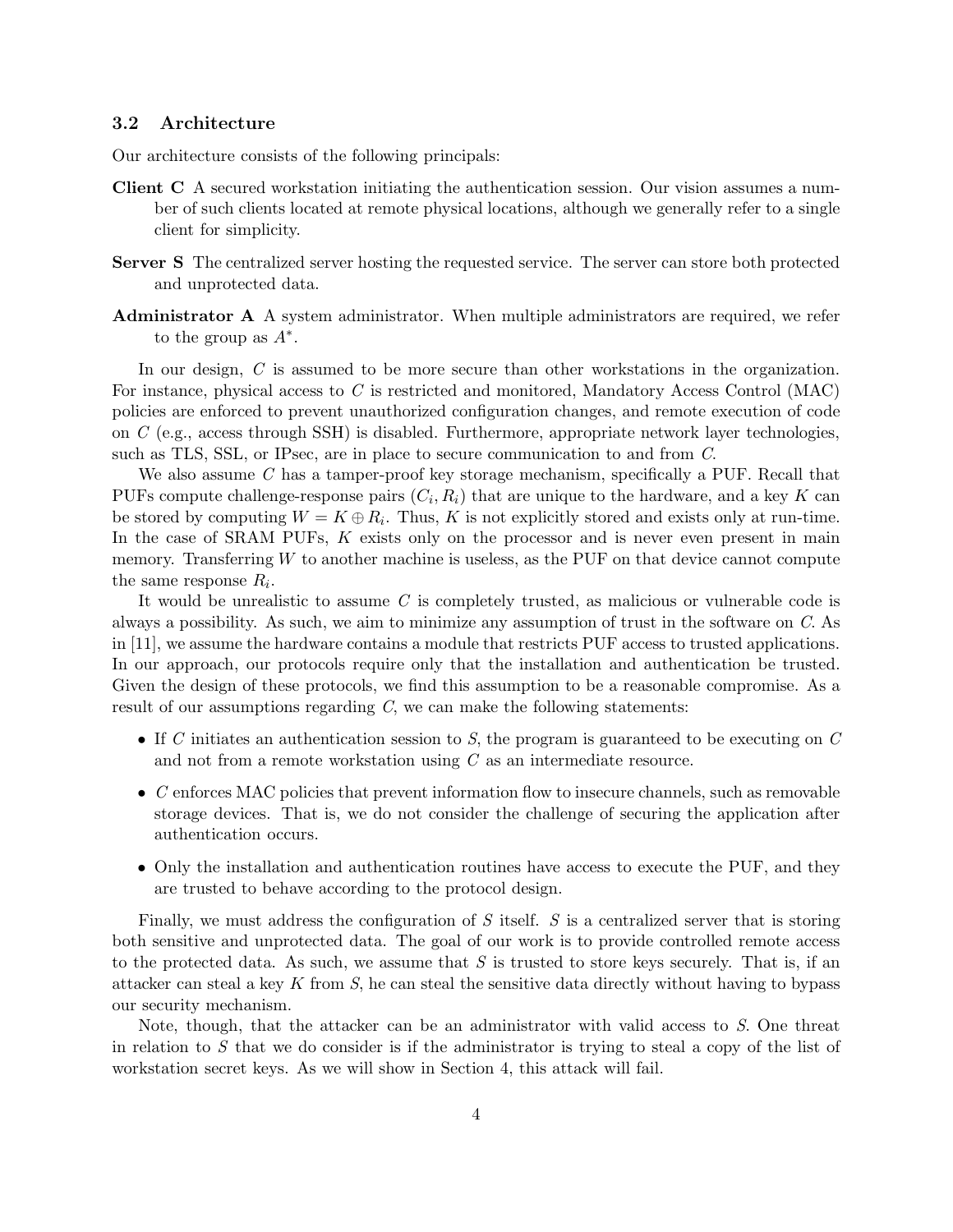### 3.2 Architecture

Our architecture consists of the following principals:

**Client C** A secured workstation initiating the authentication session. Our vision assumes a number of such clients located at remote physical locations, although we generally refer to a single client for simplicity.

**Server S** The centralized server hosting the requested service. The server can store both protected and unprotected data.

**Administrator A** A system administrator. When multiple administrators are required, we refer to the group as $A^*$.

In our design, $C$ is assumed to be more secure than other workstations in the organization. For instance, physical access to $C$ is restricted and monitored, Mandatory Access Control (MAC) policies are enforced to prevent unauthorized configuration changes, and remote execution of code on $C$ (e.g., access through SSH) is disabled. Furthermore, appropriate network layer technologies, such as TLS, SSL, or IPsec, are in place to secure communication to and from $C$.

We also assume $C$ has a tamper-proof key storage mechanism, specifically a PUF. Recall that PUFs compute challenge-response pairs $(C_i, R_i)$ that are unique to the hardware, and a key $K$ can be stored by computing $W = K \oplus R_i$. Thus, $K$ is not explicitly stored and exists only at run-time. In the case of SRAM PUFs, $K$ exists only on the processor and is never even present in main memory. Transferring $W$ to another machine is useless, as the PUF on that device cannot compute the same response $R_i$.

It would be unrealistic to assume $C$ is completely trusted, as malicious or vulnerable code is always a possibility. As such, we aim to minimize any assumption of trust in the software on $C$. As in [11], we assume the hardware contains a module that restricts PUF access to trusted applications. In our approach, our protocols require only that the installation and authentication be trusted. Given the design of these protocols, we find this assumption to be a reasonable compromise. As a result of our assumptions regarding $C$, we can make the following statements:

- If $C$ initiates an authentication session to $S$, the program is guaranteed to be executing on $C$ and not from a remote workstation using $C$ as an intermediate resource.
- $C$ enforces MAC policies that prevent information flow to insecure channels, such as removable storage devices. That is, we do not consider the challenge of securing the application after authentication occurs.
- Only the installation and authentication routines have access to execute the PUF, and they are trusted to behave according to the protocol design.

Finally, we must address the configuration of $S$ itself. $S$ is a centralized server that is storing both sensitive and unprotected data. The goal of our work is to provide controlled remote access to the protected data. As such, we assume that $S$ is trusted to store keys securely. That is, if an attacker can steal a key $K$ from $S$, he can steal the sensitive data directly without having to bypass our security mechanism.

Note, though, that the attacker can be an administrator with valid access to $S$. One threat in relation to $S$ that we do consider is if the administrator is trying to steal a copy of the list of workstation secret keys. As we will show in Section 4, this attack will fail.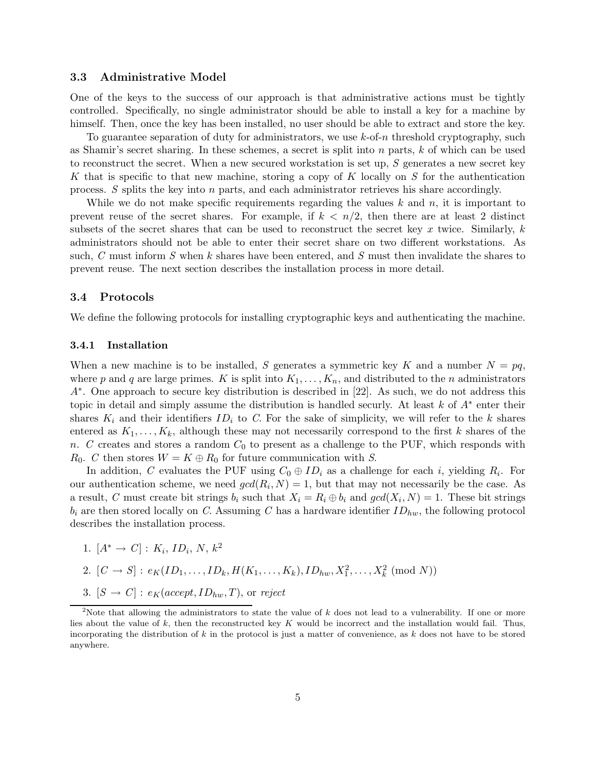### 3.3 Administrative Model

One of the keys to the success of our approach is that administrative actions must be tightly controlled. Specifically, no single administrator should be able to install a key for a machine by himself. Then, once the key has been installed, no user should be able to extract and store the key.

To guarantee separation of duty for administrators, we use $k$-of-$n$ threshold cryptography, such as Shamir's secret sharing. In these schemes, a secret is split into $n$ parts, $k$ of which can be used to reconstruct the secret. When a new secured workstation is set up, $S$ generates a new secret key $K$ that is specific to that new machine, storing a copy of $K$ locally on $S$ for the authentication process. $S$ splits the key into $n$ parts, and each administrator retrieves his share accordingly.

While we do not make specific requirements regarding the values $k$ and $n$, it is important to prevent reuse of the secret shares. For example, if $k < n/2$, then there are at least 2 distinct subsets of the secret shares that can be used to reconstruct the secret key $x$ twice. Similarly, $k$ administrators should not be able to enter their secret share on two different workstations. As such, $C$ must inform $S$ when $k$ shares have been entered, and $S$ must then invalidate the shares to prevent reuse. The next section describes the installation process in more detail.

### 3.4 Protocols

We define the following protocols for installing cryptographic keys and authenticating the machine.

#### 3.4.1 Installation

When a new machine is to be installed, $S$ generates a symmetric key $K$ and a number $N = pq$, where $p$ and $q$ are large primes. $K$ is split into $K_1, \ldots, K_n$, and distributed to the $n$ administrators $A^*$. One approach to secure key distribution is described in [22]. As such, we do not address this topic in detail and simply assume the distribution is handled securly. At least $k$ of $A^*$ enter their shares $K_i$ and their identifiers $ID_i$ to $C$. For the sake of simplicity, we will refer to the $k$ shares entered as $K_1, \ldots, K_k$, although these may not necessarily correspond to the first $k$ shares of the $n$. $C$ creates and stores a random $C_0$ to present as a challenge to the PUF, which responds with $R_0$. $C$ then stores $W = K \oplus R_0$ for future communication with $S$.

In addition, $C$ evaluates the PUF using $C_0 \oplus ID_i$ as a challenge for each $i$, yielding $R_i$. For our authentication scheme, we need $gcd(R_i, N) = 1$, but that may not necessarily be the case. As a result, $C$ must create bit strings $b_i$ such that $X_i = R_i \oplus b_i$ and $gcd(X_i, N) = 1$. These bit strings $b_i$ are then stored locally on $C$. Assuming $C$ has a hardware identifier $ID_{hw}$, the following protocol describes the installation process.

1. $[A^* \rightarrow C] : K_i, ID_i, N, k$[2]
2. $[C \rightarrow S] : e_K(ID_1, \ldots, ID_k, H(K_1, \ldots, K_k), ID_{hw}, X_1^2, \ldots, X_k^2 \pmod{N})$
3. $[S \rightarrow C] : e_K(accept, ID_{hw}, T)$, or *reject*

[2] Note that allowing the administrators to state the value of $k$ does not lead to a vulnerability. If one or more lies about the value of $k$, then the reconstructed key $K$ would be incorrect and the installation would fail. Thus, incorporating the distribution of $k$ in the protocol is just a matter of convenience, as $k$ does not have to be stored anywhere.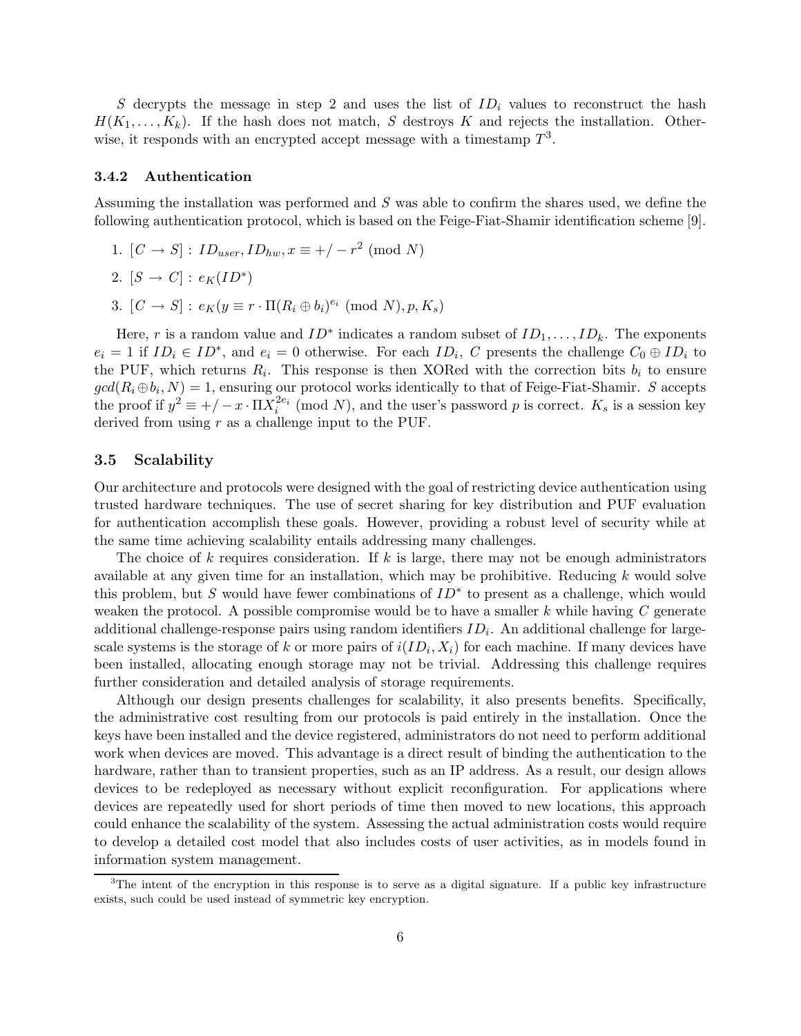$S$ decrypts the message in step 2 and uses the list of $ID_i$ values to reconstruct the hash $H(K_1, \ldots, K_k)$. If the hash does not match, $S$ destroys $K$ and rejects the installation. Otherwise, it responds with an encrypted accept message with a timestamp $T$[3].

### 3.4.2 Authentication

Assuming the installation was performed and $S$ was able to confirm the shares used, we define the following authentication protocol, which is based on the Feige-Fiat-Shamir identification scheme [9].

1. $[C \to S] : ID_{user}, ID_{hw}, x \equiv +/- r^2 \pmod N$
2. $[S \to C] : e_K(ID^*)$
3. $[C \to S] : e_K(y \equiv r \cdot \Pi(R_i \oplus b_i)^{e_i} \pmod N), p, K_s)$

Here, $r$ is a random value and $ID^*$ indicates a random subset of $ID_1, \ldots, ID_k$. The exponents $e_i = 1$ if $ID_i \in ID^*$, and $e_i = 0$ otherwise. For each $ID_i$, $C$ presents the challenge $C_0 \oplus ID_i$ to the PUF, which returns $R_i$. This response is then XORed with the correction bits $b_i$ to ensure $gcd(R_i \oplus b_i, N) = 1$, ensuring our protocol works identically to that of Feige-Fiat-Shamir. $S$ accepts the proof if $y^2 \equiv +/- x \cdot \Pi X_i^{2e_i} \pmod N$, and the user's password $p$ is correct. $K_s$ is a session key derived from using $r$ as a challenge input to the PUF.

## 3.5 Scalability

Our architecture and protocols were designed with the goal of restricting device authentication using trusted hardware techniques. The use of secret sharing for key distribution and PUF evaluation for authentication accomplish these goals. However, providing a robust level of security while at the same time achieving scalability entails addressing many challenges.

The choice of $k$ requires consideration. If $k$ is large, there may not be enough administrators available at any given time for an installation, which may be prohibitive. Reducing $k$ would solve this problem, but $S$ would have fewer combinations of $ID^*$ to present as a challenge, which would weaken the protocol. A possible compromise would be to have a smaller $k$ while having $C$ generate additional challenge-response pairs using random identifiers $ID_i$. An additional challenge for large-scale systems is the storage of $k$ or more pairs of $i(ID_i, X_i)$ for each machine. If many devices have been installed, allocating enough storage may not be trivial. Addressing this challenge requires further consideration and detailed analysis of storage requirements.

Although our design presents challenges for scalability, it also presents benefits. Specifically, the administrative cost resulting from our protocols is paid entirely in the installation. Once the keys have been installed and the device registered, administrators do not need to perform additional work when devices are moved. This advantage is a direct result of binding the authentication to the hardware, rather than to transient properties, such as an IP address. As a result, our design allows devices to be redeployed as necessary without explicit reconfiguration. For applications where devices are repeatedly used for short periods of time then moved to new locations, this approach could enhance the scalability of the system. Assessing the actual administration costs would require to develop a detailed cost model that also includes costs of user activities, as in models found in information system management.

[3] The intent of the encryption in this response is to serve as a digital signature. If a public key infrastructure exists, such could be used instead of symmetric key encryption.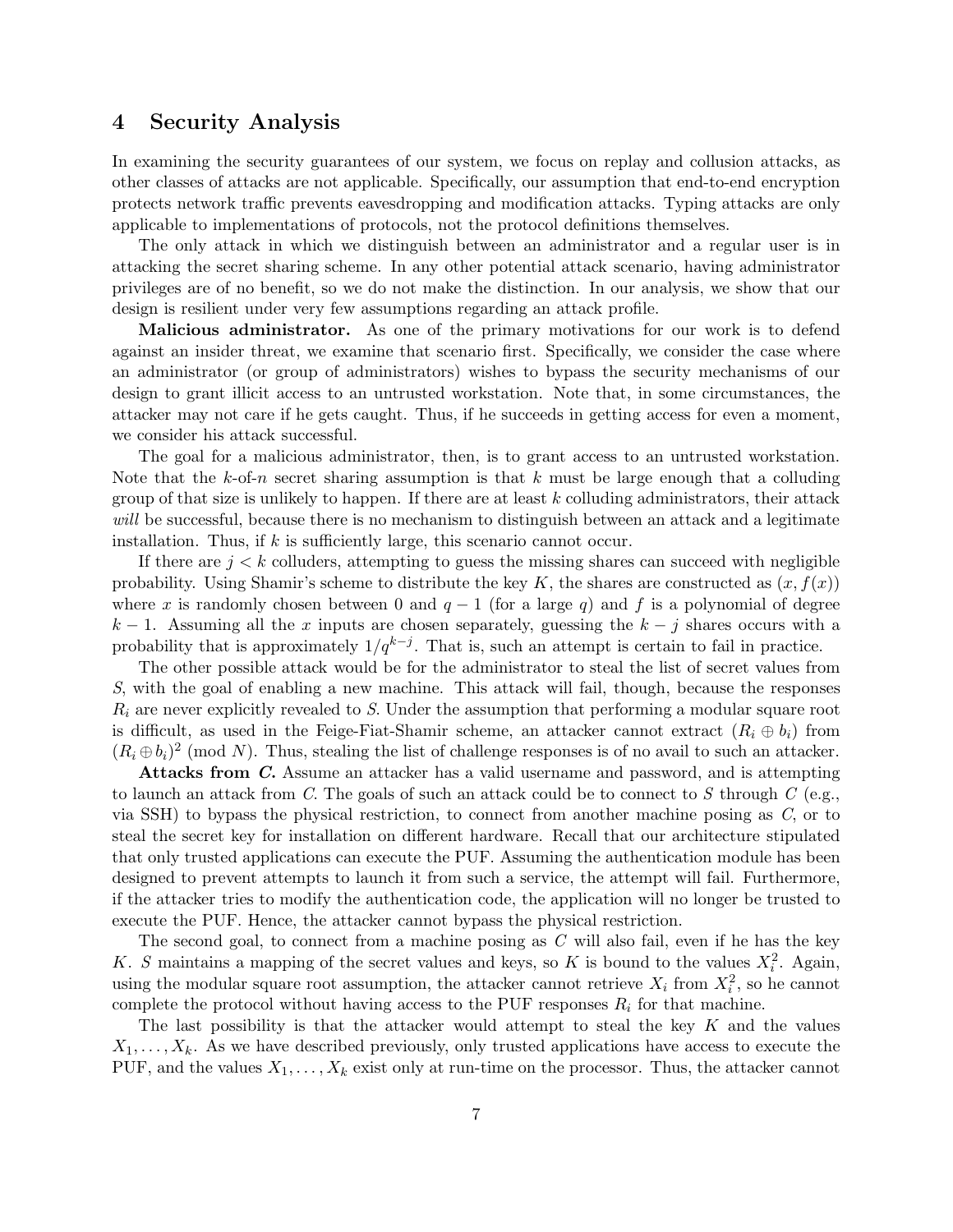## 4 Security Analysis

In examining the security guarantees of our system, we focus on replay and collusion attacks, as other classes of attacks are not applicable. Specifically, our assumption that end-to-end encryption protects network traffic prevents eavesdropping and modification attacks. Typing attacks are only applicable to implementations of protocols, not the protocol definitions themselves.

The only attack in which we distinguish between an administrator and a regular user is in attacking the secret sharing scheme. In any other potential attack scenario, having administrator privileges are of no benefit, so we do not make the distinction. In our analysis, we show that our design is resilient under very few assumptions regarding an attack profile.

**Malicious administrator.** As one of the primary motivations for our work is to defend against an insider threat, we examine that scenario first. Specifically, we consider the case where an administrator (or group of administrators) wishes to bypass the security mechanisms of our design to grant illicit access to an untrusted workstation. Note that, in some circumstances, the attacker may not care if he gets caught. Thus, if he succeeds in getting access for even a moment, we consider his attack successful.

The goal for a malicious administrator, then, is to grant access to an untrusted workstation. Note that the $k$-of-$n$ secret sharing assumption is that $k$ must be large enough that a colluding group of that size is unlikely to happen. If there are at least $k$ colluding administrators, their attack *will* be successful, because there is no mechanism to distinguish between an attack and a legitimate installation. Thus, if $k$ is sufficiently large, this scenario cannot occur.

If there are $j < k$ colluders, attempting to guess the missing shares can succeed with negligible probability. Using Shamir's scheme to distribute the key $K$, the shares are constructed as $(x, f(x))$ where $x$ is randomly chosen between 0 and $q - 1$ (for a large $q$) and $f$ is a polynomial of degree $k - 1$. Assuming all the $x$ inputs are chosen separately, guessing the $k - j$ shares occurs with a probability that is approximately $1/q^{k-j}$. That is, such an attempt is certain to fail in practice.

The other possible attack would be for the administrator to steal the list of secret values from $S$, with the goal of enabling a new machine. This attack will fail, though, because the responses $R_i$ are never explicitly revealed to $S$. Under the assumption that performing a modular square root is difficult, as used in the Feige-Fiat-Shamir scheme, an attacker cannot extract $(R_i \oplus b_i)$ from $(R_i \oplus b_i)^2 \pmod{N}$. Thus, stealing the list of challenge responses is of no avail to such an attacker.

**Attacks from *C*.** Assume an attacker has a valid username and password, and is attempting to launch an attack from $C$. The goals of such an attack could be to connect to $S$ through $C$ (e.g., via SSH) to bypass the physical restriction, to connect from another machine posing as $C$, or to steal the secret key for installation on different hardware. Recall that our architecture stipulated that only trusted applications can execute the PUF. Assuming the authentication module has been designed to prevent attempts to launch it from such a service, the attempt will fail. Furthermore, if the attacker tries to modify the authentication code, the application will no longer be trusted to execute the PUF. Hence, the attacker cannot bypass the physical restriction.

The second goal, to connect from a machine posing as $C$ will also fail, even if he has the key $K$. $S$ maintains a mapping of the secret values and keys, so $K$ is bound to the values $X_i^2$. Again, using the modular square root assumption, the attacker cannot retrieve $X_i$ from $X_i^2$, so he cannot complete the protocol without having access to the PUF responses $R_i$ for that machine.

The last possibility is that the attacker would attempt to steal the key $K$ and the values $X_1, \ldots, X_k$. As we have described previously, only trusted applications have access to execute the PUF, and the values $X_1, \ldots, X_k$ exist only at run-time on the processor. Thus, the attacker cannot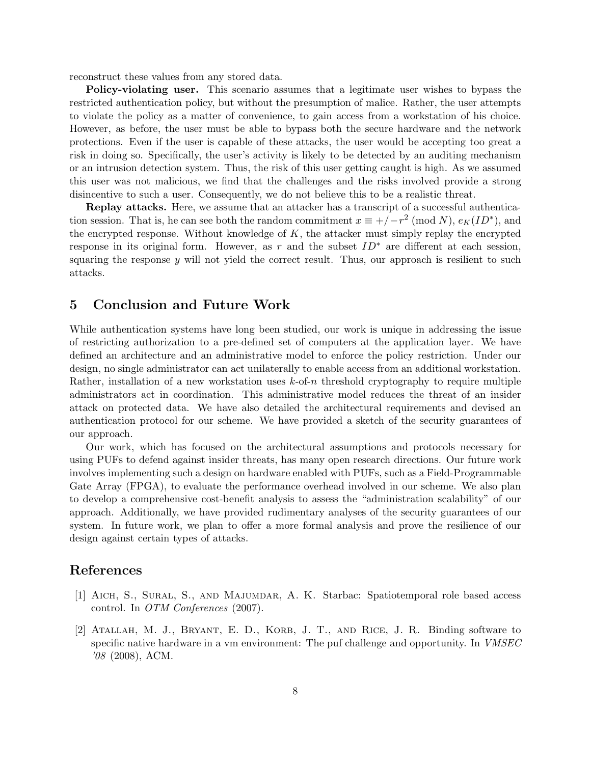reconstruct these values from any stored data.

**Policy-violating user.** This scenario assumes that a legitimate user wishes to bypass the restricted authentication policy, but without the presumption of malice. Rather, the user attempts to violate the policy as a matter of convenience, to gain access from a workstation of his choice. However, as before, the user must be able to bypass both the secure hardware and the network protections. Even if the user is capable of these attacks, the user would be accepting too great a risk in doing so. Specifically, the user's activity is likely to be detected by an auditing mechanism or an intrusion detection system. Thus, the risk of this user getting caught is high. As we assumed this user was not malicious, we find that the challenges and the risks involved provide a strong disincentive to such a user. Consequently, we do not believe this to be a realistic threat.

**Replay attacks.** Here, we assume that an attacker has a transcript of a successful authentication session. That is, he can see both the random commitment $x \equiv +/-r^2 \pmod{N}$, $e_K(ID^*)$, and the encrypted response. Without knowledge of $K$, the attacker must simply replay the encrypted response in its original form. However, as $r$ and the subset $ID^*$ are different at each session, squaring the response $y$ will not yield the correct result. Thus, our approach is resilient to such attacks.

## 5 Conclusion and Future Work

While authentication systems have long been studied, our work is unique in addressing the issue of restricting authorization to a pre-defined set of computers at the application layer. We have defined an architecture and an administrative model to enforce the policy restriction. Under our design, no single administrator can act unilaterally to enable access from an additional workstation. Rather, installation of a new workstation uses $k$-of-$n$ threshold cryptography to require multiple administrators act in coordination. This administrative model reduces the threat of an insider attack on protected data. We have also detailed the architectural requirements and devised an authentication protocol for our scheme. We have provided a sketch of the security guarantees of our approach.

Our work, which has focused on the architectural assumptions and protocols necessary for using PUFs to defend against insider threats, has many open research directions. Our future work involves implementing such a design on hardware enabled with PUFs, such as a Field-Programmable Gate Array (FPGA), to evaluate the performance overhead involved in our scheme. We also plan to develop a comprehensive cost-benefit analysis to assess the "administration scalability" of our approach. Additionally, we have provided rudimentary analyses of the security guarantees of our system. In future work, we plan to offer a more formal analysis and prove the resilience of our design against certain types of attacks.

## References

[1] Aich, S., Sural, S., and Majumdar, A. K. Starbac: Spatiotemporal role based access control. In *OTM Conferences* (2007).

[2] Atallah, M. J., Bryant, E. D., Korb, J. T., and Rice, J. R. Binding software to specific native hardware in a vm environment: The puf challenge and opportunity. In *VMSEC '08* (2008), ACM.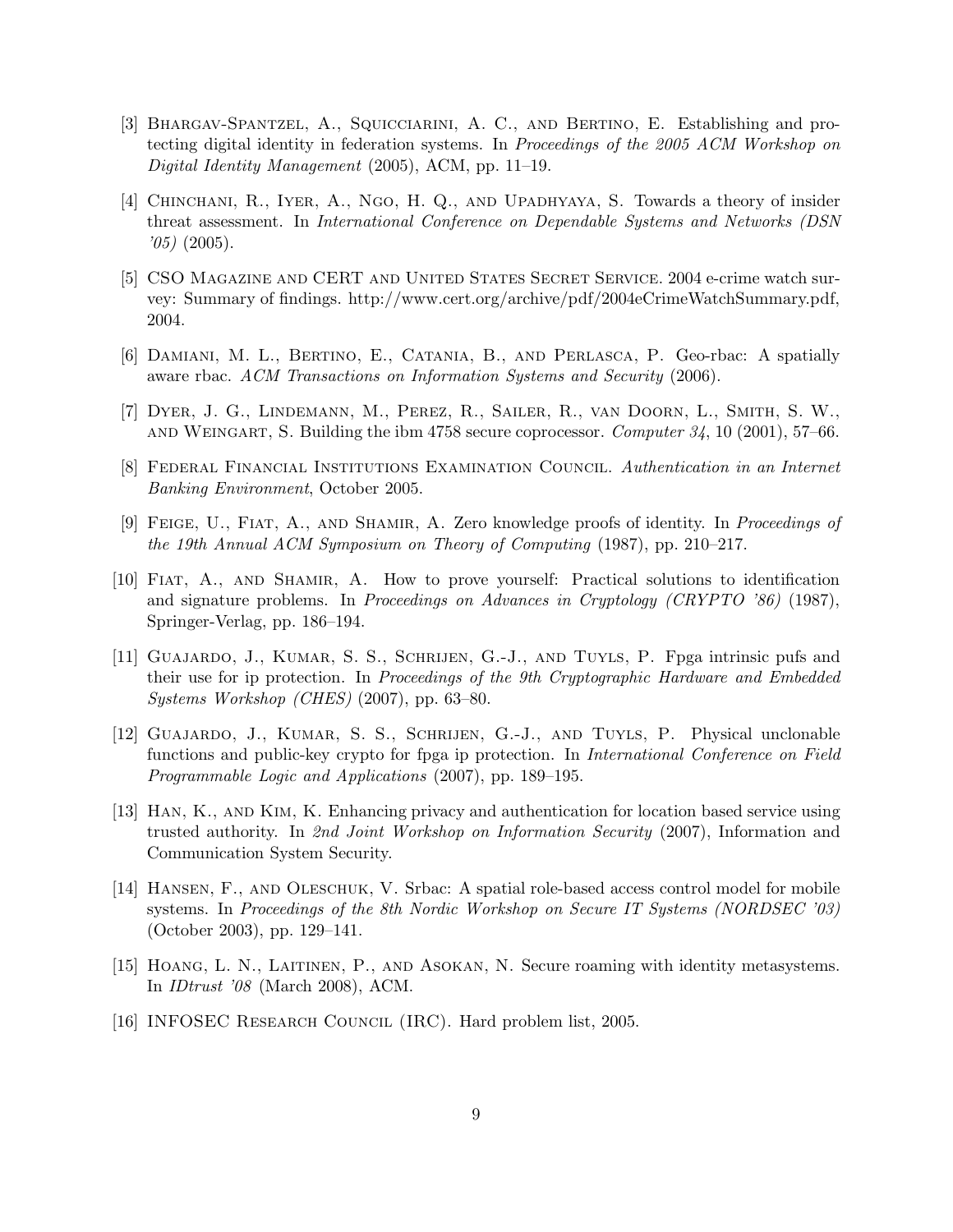[3] Bhargav-Spantzel, A., Squicciarini, A. C., and Bertino, E. Establishing and protecting digital identity in federation systems. In *Proceedings of the 2005 ACM Workshop on Digital Identity Management* (2005), ACM, pp. 11–19.

[4] Chinchani, R., Iyer, A., Ngo, H. Q., and Upadhyaya, S. Towards a theory of insider threat assessment. In *International Conference on Dependable Systems and Networks (DSN '05)* (2005).

[5] CSO Magazine and CERT and United States Secret Service. 2004 e-crime watch survey: Summary of findings. http://www.cert.org/archive/pdf/2004eCrimeWatchSummary.pdf, 2004.

[6] Damiani, M. L., Bertino, E., Catania, B., and Perlasca, P. Geo-rbac: A spatially aware rbac. *ACM Transactions on Information Systems and Security* (2006).

[7] Dyer, J. G., Lindemann, M., Perez, R., Sailer, R., van Doorn, L., Smith, S. W., and Weingart, S. Building the ibm 4758 secure coprocessor. *Computer 34*, 10 (2001), 57–66.

[8] Federal Financial Institutions Examination Council. *Authentication in an Internet Banking Environment*, October 2005.

[9] Feige, U., Fiat, A., and Shamir, A. Zero knowledge proofs of identity. In *Proceedings of the 19th Annual ACM Symposium on Theory of Computing* (1987), pp. 210–217.

[10] Fiat, A., and Shamir, A. How to prove yourself: Practical solutions to identification and signature problems. In *Proceedings on Advances in Cryptology (CRYPTO '86)* (1987), Springer-Verlag, pp. 186–194.

[11] Guajardo, J., Kumar, S. S., Schrijen, G.-J., and Tuyls, P. Fpga intrinsic pufs and their use for ip protection. In *Proceedings of the 9th Cryptographic Hardware and Embedded Systems Workshop (CHES)* (2007), pp. 63–80.

[12] Guajardo, J., Kumar, S. S., Schrijen, G.-J., and Tuyls, P. Physical unclonable functions and public-key crypto for fpga ip protection. In *International Conference on Field Programmable Logic and Applications* (2007), pp. 189–195.

[13] Han, K., and Kim, K. Enhancing privacy and authentication for location based service using trusted authority. In *2nd Joint Workshop on Information Security* (2007), Information and Communication System Security.

[14] Hansen, F., and Oleschuk, V. Srbac: A spatial role-based access control model for mobile systems. In *Proceedings of the 8th Nordic Workshop on Secure IT Systems (NORDSEC '03)* (October 2003), pp. 129–141.

[15] Hoang, L. N., Laitinen, P., and Asokan, N. Secure roaming with identity metasystems. In *IDtrust '08* (March 2008), ACM.

[16] INFOSEC Research Council (IRC). Hard problem list, 2005.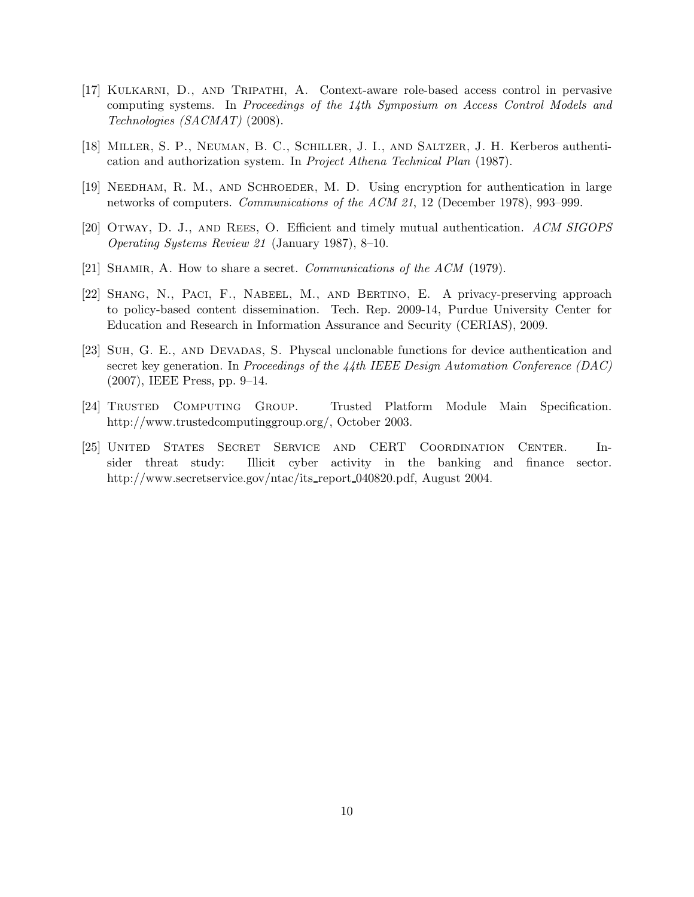[17] Kulkarni, D., and Tripathi, A. Context-aware role-based access control in pervasive computing systems. In *Proceedings of the 14th Symposium on Access Control Models and Technologies (SACMAT)* (2008).

[18] Miller, S. P., Neuman, B. C., Schiller, J. I., and Saltzer, J. H. Kerberos authentication and authorization system. In *Project Athena Technical Plan* (1987).

[19] Needham, R. M., and Schroeder, M. D. Using encryption for authentication in large networks of computers. *Communications of the ACM 21*, 12 (December 1978), 993–999.

[20] Otway, D. J., and Rees, O. Efficient and timely mutual authentication. *ACM SIGOPS Operating Systems Review 21* (January 1987), 8–10.

[21] Shamir, A. How to share a secret. *Communications of the ACM* (1979).

[22] Shang, N., Paci, F., Nabeel, M., and Bertino, E. A privacy-preserving approach to policy-based content dissemination. Tech. Rep. 2009-14, Purdue University Center for Education and Research in Information Assurance and Security (CERIAS), 2009.

[23] Suh, G. E., and Devadas, S. Physcal unclonable functions for device authentication and secret key generation. In *Proceedings of the 44th IEEE Design Automation Conference (DAC)* (2007), IEEE Press, pp. 9–14.

[24] Trusted Computing Group. Trusted Platform Module Main Specification. http://www.trustedcomputinggroup.org/, October 2003.

[25] United States Secret Service and CERT Coordination Center. Insider threat study: Illicit cyber activity in the banking and finance sector. http://www.secretservice.gov/ntac/its_report_040820.pdf, August 2004.